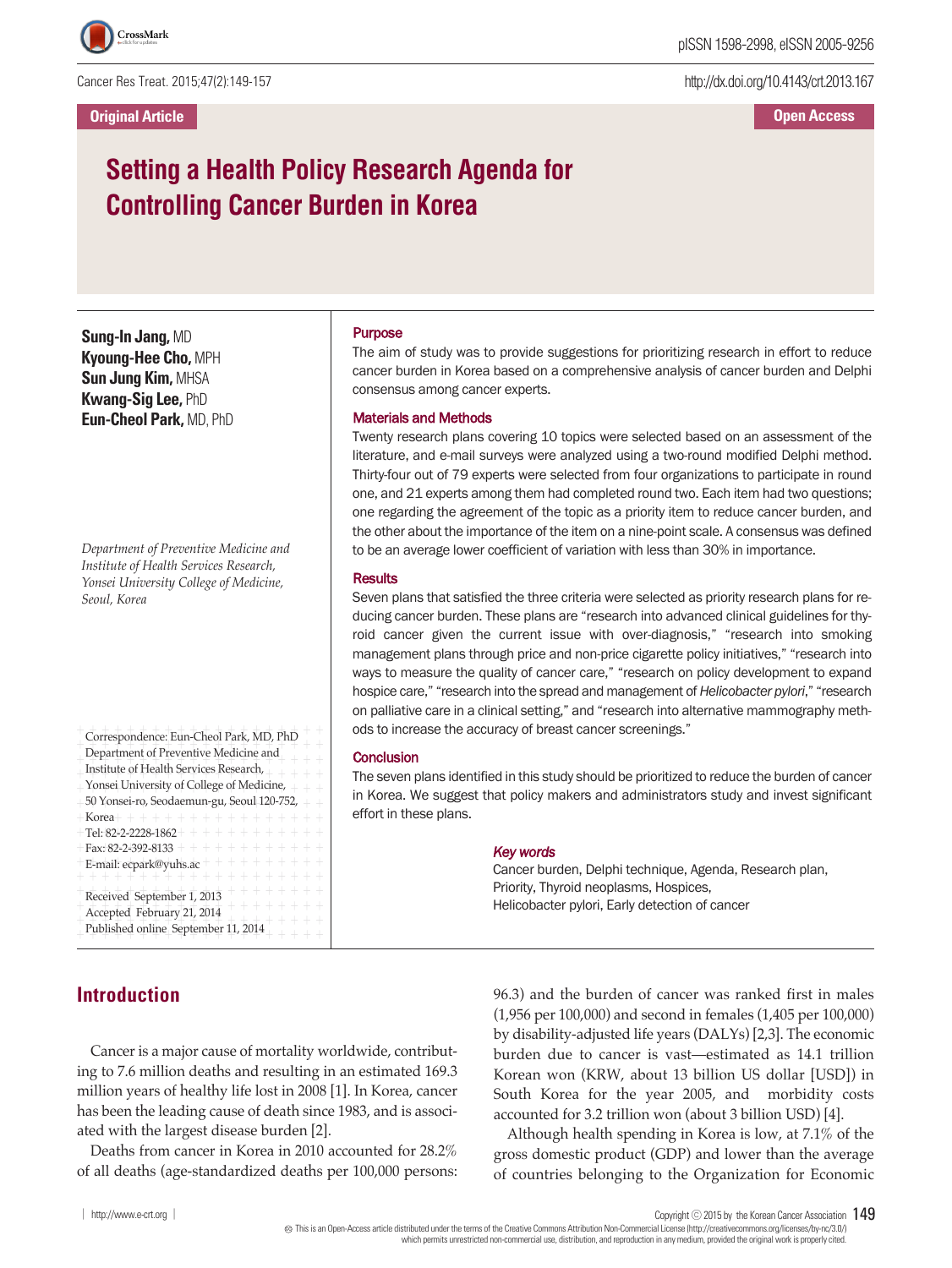Original Article

Open Access

# Setting a Health Policy Research Agenda for Controlling Cancer Burden in Korea

**Sung-In Jang,** MD
**Kyoung-Hee Cho,** MPH
**Sun Jung Kim,** MHSA
**Kwang-Sig Lee,** PhD
**Eun-Cheol Park,** MD, PhD

*Department of Preventive Medicine and Institute of Health Services Research, Yonsei University College of Medicine, Seoul, Korea*

Correspondence: Eun-Cheol Park, MD, PhD
Department of Preventive Medicine and Institute of Health Services Research, Yonsei University of College of Medicine, 50 Yonsei-ro, Seodaemun-gu, Seoul 120-752, Korea
Tel: 82-2-2228-1862
Fax: 82-2-392-8133
E-mail: ecpark@yuhs.ac

Received September 1, 2013
Accepted February 21, 2014
Published online September 11, 2014

### Purpose

The aim of study was to provide suggestions for prioritizing research in effort to reduce cancer burden in Korea based on a comprehensive analysis of cancer burden and Delphi consensus among cancer experts.

### Materials and Methods

Twenty research plans covering 10 topics were selected based on an assessment of the literature, and e-mail surveys were analyzed using a two-round modified Delphi method. Thirty-four out of 79 experts were selected from four organizations to participate in round one, and 21 experts among them had completed round two. Each item had two questions; one regarding the agreement of the topic as a priority item to reduce cancer burden, and the other about the importance of the item on a nine-point scale. A consensus was defined to be an average lower coefficient of variation with less than 30% in importance.

### Results

Seven plans that satisfied the three criteria were selected as priority research plans for reducing cancer burden. These plans are "research into advanced clinical guidelines for thyroid cancer given the current issue with over-diagnosis," "research into smoking management plans through price and non-price cigarette policy initiatives," "research into ways to measure the quality of cancer care," "research on policy development to expand hospice care," "research into the spread and management of *Helicobacter pylori*," "research on palliative care in a clinical setting," and "research into alternative mammography methods to increase the accuracy of breast cancer screenings."

### Conclusion

The seven plans identified in this study should be prioritized to reduce the burden of cancer in Korea. We suggest that policy makers and administrators study and invest significant effort in these plans.

***Key words***

Cancer burden, Delphi technique, Agenda, Research plan, Priority, Thyroid neoplasms, Hospices, Helicobacter pylori, Early detection of cancer

## Introduction

Cancer is a major cause of mortality worldwide, contributing to 7.6 million deaths and resulting in an estimated 169.3 million years of healthy life lost in 2008 [1]. In Korea, cancer has been the leading cause of death since 1983, and is associated with the largest disease burden [2].

Deaths from cancer in Korea in 2010 accounted for 28.2% of all deaths (age-standardized deaths per 100,000 persons: 96.3) and the burden of cancer was ranked first in males (1,956 per 100,000) and second in females (1,405 per 100,000) by disability-adjusted life years (DALYs) [2,3]. The economic burden due to cancer is vast—estimated as 14.1 trillion Korean won (KRW, about 13 billion US dollar [USD]) in South Korea for the year 2005, and morbidity costs accounted for 3.2 trillion won (about 3 billion USD) [4].

Although health spending in Korea is low, at 7.1% of the gross domestic product (GDP) and lower than the average of countries belonging to the Organization for Economic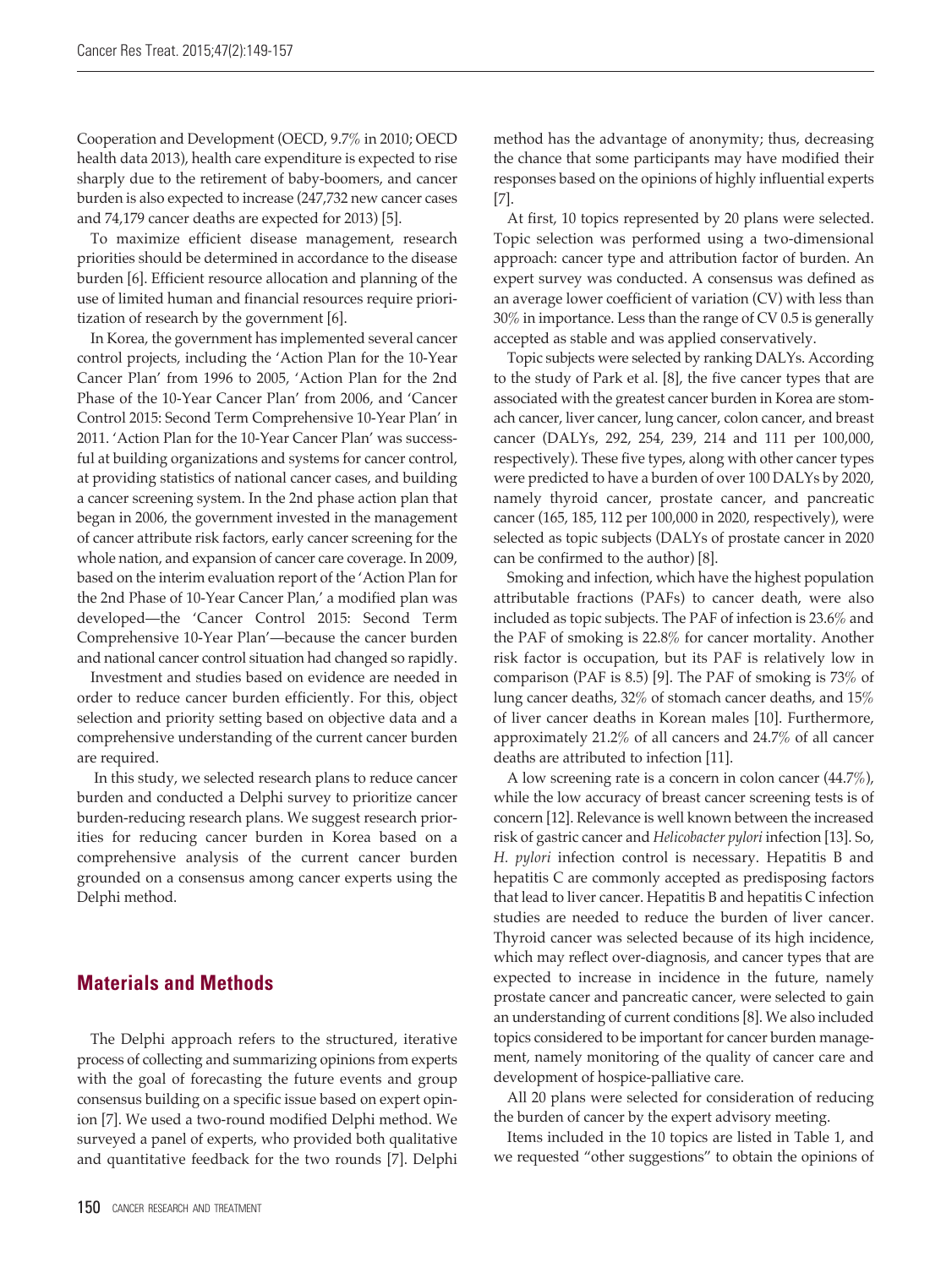Cooperation and Development (OECD, 9.7% in 2010; OECD health data 2013), health care expenditure is expected to rise sharply due to the retirement of baby-boomers, and cancer burden is also expected to increase (247,732 new cancer cases and 74,179 cancer deaths are expected for 2013) [5].

To maximize efficient disease management, research priorities should be determined in accordance to the disease burden [6]. Efficient resource allocation and planning of the use of limited human and financial resources require prioritization of research by the government [6].

In Korea, the government has implemented several cancer control projects, including the 'Action Plan for the 10-Year Cancer Plan' from 1996 to 2005, 'Action Plan for the 2nd Phase of the 10-Year Cancer Plan' from 2006, and 'Cancer Control 2015: Second Term Comprehensive 10-Year Plan' in 2011. 'Action Plan for the 10-Year Cancer Plan' was successful at building organizations and systems for cancer control, at providing statistics of national cancer cases, and building a cancer screening system. In the 2nd phase action plan that began in 2006, the government invested in the management of cancer attribute risk factors, early cancer screening for the whole nation, and expansion of cancer care coverage. In 2009, based on the interim evaluation report of the 'Action Plan for the 2nd Phase of 10-Year Cancer Plan,' a modified plan was developed—the 'Cancer Control 2015: Second Term Comprehensive 10-Year Plan'—because the cancer burden and national cancer control situation had changed so rapidly.

Investment and studies based on evidence are needed in order to reduce cancer burden efficiently. For this, object selection and priority setting based on objective data and a comprehensive understanding of the current cancer burden are required.

In this study, we selected research plans to reduce cancer burden and conducted a Delphi survey to prioritize cancer burden-reducing research plans. We suggest research priorities for reducing cancer burden in Korea based on a comprehensive analysis of the current cancer burden grounded on a consensus among cancer experts using the Delphi method.

## Materials and Methods

The Delphi approach refers to the structured, iterative process of collecting and summarizing opinions from experts with the goal of forecasting the future events and group consensus building on a specific issue based on expert opinion [7]. We used a two-round modified Delphi method. We surveyed a panel of experts, who provided both qualitative and quantitative feedback for the two rounds [7]. Delphi method has the advantage of anonymity; thus, decreasing the chance that some participants may have modified their responses based on the opinions of highly influential experts [7].

At first, 10 topics represented by 20 plans were selected. Topic selection was performed using a two-dimensional approach: cancer type and attribution factor of burden. An expert survey was conducted. A consensus was defined as an average lower coefficient of variation (CV) with less than 30% in importance. Less than the range of CV 0.5 is generally accepted as stable and was applied conservatively.

Topic subjects were selected by ranking DALYs. According to the study of Park et al. [8], the five cancer types that are associated with the greatest cancer burden in Korea are stomach cancer, liver cancer, lung cancer, colon cancer, and breast cancer (DALYs, 292, 254, 239, 214 and 111 per 100,000, respectively). These five types, along with other cancer types were predicted to have a burden of over 100 DALYs by 2020, namely thyroid cancer, prostate cancer, and pancreatic cancer (165, 185, 112 per 100,000 in 2020, respectively), were selected as topic subjects (DALYs of prostate cancer in 2020 can be confirmed to the author) [8].

Smoking and infection, which have the highest population attributable fractions (PAFs) to cancer death, were also included as topic subjects. The PAF of infection is 23.6% and the PAF of smoking is 22.8% for cancer mortality. Another risk factor is occupation, but its PAF is relatively low in comparison (PAF is 8.5) [9]. The PAF of smoking is 73% of lung cancer deaths, 32% of stomach cancer deaths, and 15% of liver cancer deaths in Korean males [10]. Furthermore, approximately 21.2% of all cancers and 24.7% of all cancer deaths are attributed to infection [11].

A low screening rate is a concern in colon cancer (44.7%), while the low accuracy of breast cancer screening tests is of concern [12]. Relevance is well known between the increased risk of gastric cancer and *Helicobacter pylori* infection [13]. So, *H. pylori* infection control is necessary. Hepatitis B and hepatitis C are commonly accepted as predisposing factors that lead to liver cancer. Hepatitis B and hepatitis C infection studies are needed to reduce the burden of liver cancer. Thyroid cancer was selected because of its high incidence, which may reflect over-diagnosis, and cancer types that are expected to increase in incidence in the future, namely prostate cancer and pancreatic cancer, were selected to gain an understanding of current conditions [8]. We also included topics considered to be important for cancer burden management, namely monitoring of the quality of cancer care and development of hospice-palliative care.

All 20 plans were selected for consideration of reducing the burden of cancer by the expert advisory meeting.

Items included in the 10 topics are listed in Table 1, and we requested "other suggestions" to obtain the opinions of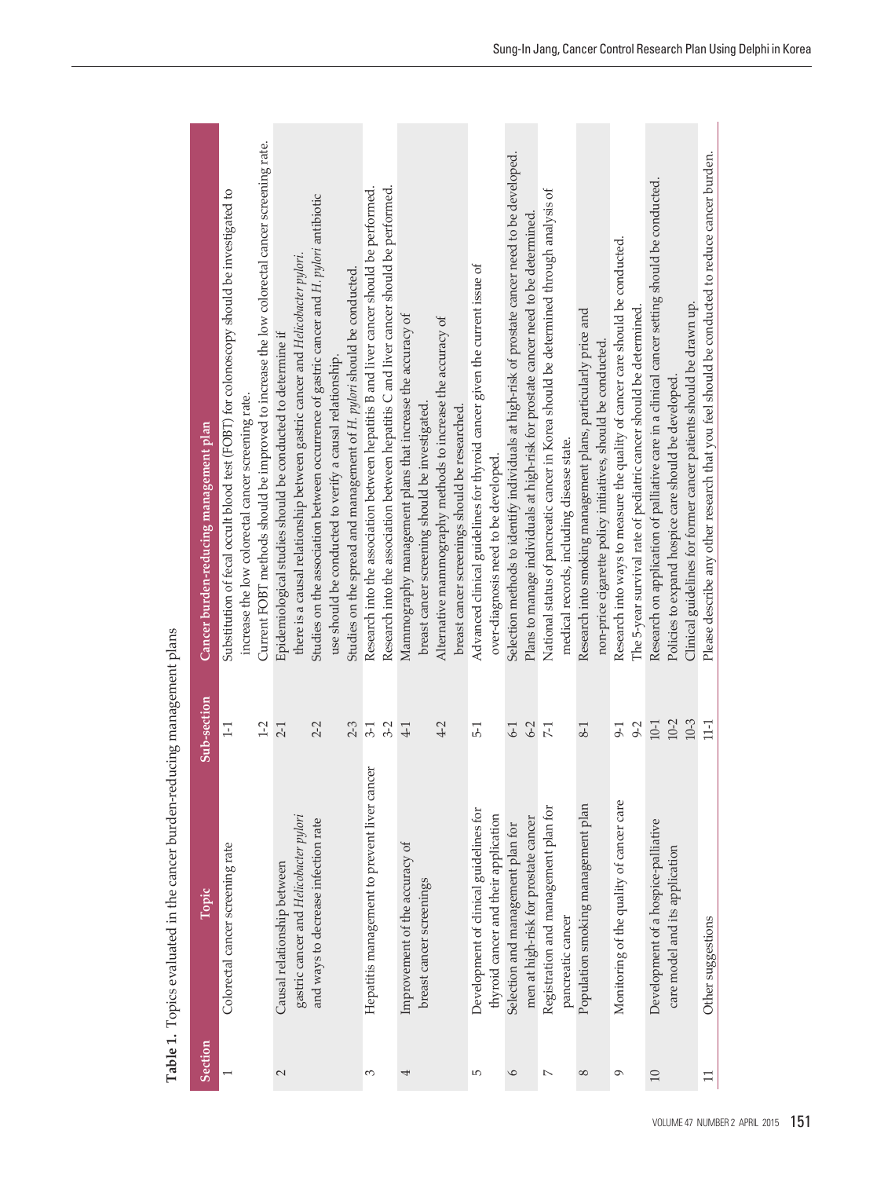**Table 1.** Topics evaluated in the cancer burden-reducing management plans

| Section | Topic | Sub-section | Cancer burden-reducing management plan |
|---|---|---|---|
| 1 | Colorectal cancer screening rate | 1-1 | Substitution of fecal occult blood test (FOBT) for colonoscopy should be investigated to increase the low colorectal cancer screening rate. |
| | | 1-2 | Current FOBT methods should be improved to increase the low colorectal cancer screening rate. |
| 2 | Causal relationship between gastric cancer and *Helicobacter pylori* and ways to decrease infection rate | 2-1 | Epidemiological studies should be conducted to determine if there is a causal relationship between gastric cancer and *Helicobacter pylori*. |
| | | 2-2 | Studies on the association between occurrence of gastric cancer and *H. pylori* antibiotic use should be conducted to verify a causal relationship. |
| | | 2-3 | Studies on the spread and management of *H. pylori* should be conducted. |
| 3 | Hepatitis management to prevent liver cancer | 3-1 | Research into the association between hepatitis B and liver cancer should be performed. |
| | | 3-2 | Research into the association between hepatitis C and liver cancer should be performed. |
| 4 | Improvement of the accuracy of breast cancer screenings | 4-1 | Mammography management plans that increase the accuracy of breast cancer screening should be investigated. |
| | | 4-2 | Alternative mammography methods to increase the accuracy of breast cancer screenings should be researched. |
| 5 | Development of clinical guidelines for thyroid cancer and their application | 5-1 | Advanced clinical guidelines for thyroid cancer given the current issue of over-diagnosis need to be developed. |
| 6 | Selection and management plan for men at high-risk for prostate cancer | 6-1 | Selection methods to identify individuals at high-risk of prostate cancer need to be developed. |
| | | 6-2 | Plans to manage individuals at high-risk for prostate cancer need to be determined. |
| 7 | Registration and management plan for pancreatic cancer | 7-1 | National status of pancreatic cancer in Korea should be determined through analysis of medical records, including disease state. |
| 8 | Population smoking management plan | 8-1 | Research into smoking management plans, particularly price and non-price cigarette policy initiatives, should be conducted. |
| 9 | Monitoring of the quality of cancer care | 9-1 | Research into ways to measure the quality of cancer care should be conducted. |
| | | 9-2 | The 5-year survival rate of pediatric cancer should be determined. |
| 10 | Development of a hospice-palliative care model and its application | 10-1 | Research on application of palliative care in a clinical cancer setting should be conducted. |
| | | 10-2 | Policies to expand hospice care should be developed. |
| | | 10-3 | Clinical guidelines for former cancer patients should be drawn up. |
| 11 | Other suggestions | 11-1 | Please describe any other research that you feel should be conducted to reduce cancer burden. |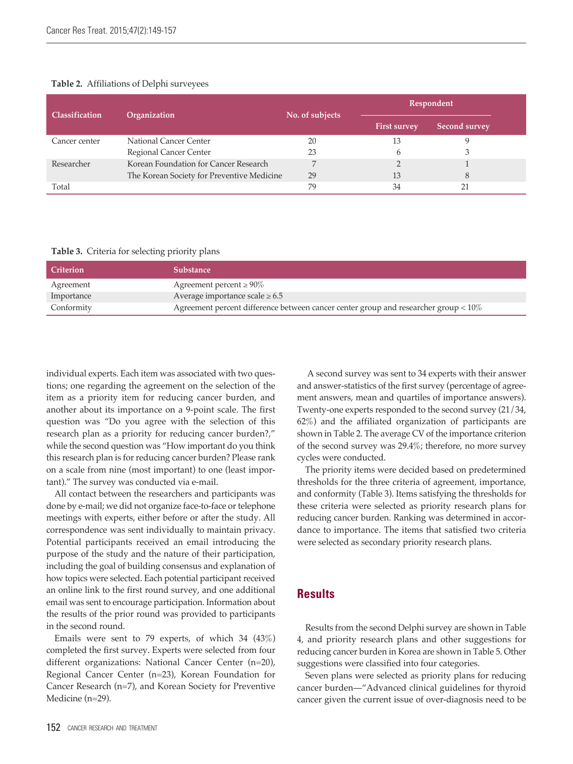**Table 2.** Affiliations of Delphi surveyees

| Classification | Organization | No. of subjects | Respondent | |
|---|---|---|---|---|
| | | | First survey | Second survey |
| Cancer center | National Cancer Center | 20 | 13 | 9 |
| | Regional Cancer Center | 23 | 6 | 3 |
| Researcher | Korean Foundation for Cancer Research | 7 | 2 | 1 |
| | The Korean Society for Preventive Medicine | 29 | 13 | 8 |
| Total | | 79 | 34 | 21 |

**Table 3.** Criteria for selecting priority plans

| Criterion | Substance |
|---|---|
| Agreement | Agreement percent ≥ 90% |
| Importance | Average importance scale ≥ 6.5 |
| Conformity | Agreement percent difference between cancer center group and researcher group < 10% |

individual experts. Each item was associated with two questions; one regarding the agreement on the selection of the item as a priority item for reducing cancer burden, and another about its importance on a 9-point scale. The first question was "Do you agree with the selection of this research plan as a priority for reducing cancer burden?," while the second question was "How important do you think this research plan is for reducing cancer burden? Please rank on a scale from nine (most important) to one (least important)." The survey was conducted via e-mail.

All contact between the researchers and participants was done by e-mail; we did not organize face-to-face or telephone meetings with experts, either before or after the study. All correspondence was sent individually to maintain privacy. Potential participants received an email introducing the purpose of the study and the nature of their participation, including the goal of building consensus and explanation of how topics were selected. Each potential participant received an online link to the first round survey, and one additional email was sent to encourage participation. Information about the results of the prior round was provided to participants in the second round.

Emails were sent to 79 experts, of which 34 (43%) completed the first survey. Experts were selected from four different organizations: National Cancer Center (n=20), Regional Cancer Center (n=23), Korean Foundation for Cancer Research (n=7), and Korean Society for Preventive Medicine (n=29).

A second survey was sent to 34 experts with their answer and answer-statistics of the first survey (percentage of agreement answers, mean and quartiles of importance answers). Twenty-one experts responded to the second survey (21/34, 62%) and the affiliated organization of participants are shown in Table 2. The average CV of the importance criterion of the second survey was 29.4%; therefore, no more survey cycles were conducted.

The priority items were decided based on predetermined thresholds for the three criteria of agreement, importance, and conformity (Table 3). Items satisfying the thresholds for these criteria were selected as priority research plans for reducing cancer burden. Ranking was determined in accordance to importance. The items that satisfied two criteria were selected as secondary priority research plans.

## Results

Results from the second Delphi survey are shown in Table 4, and priority research plans and other suggestions for reducing cancer burden in Korea are shown in Table 5. Other suggestions were classified into four categories.

Seven plans were selected as priority plans for reducing cancer burden—"Advanced clinical guidelines for thyroid cancer given the current issue of over-diagnosis need to be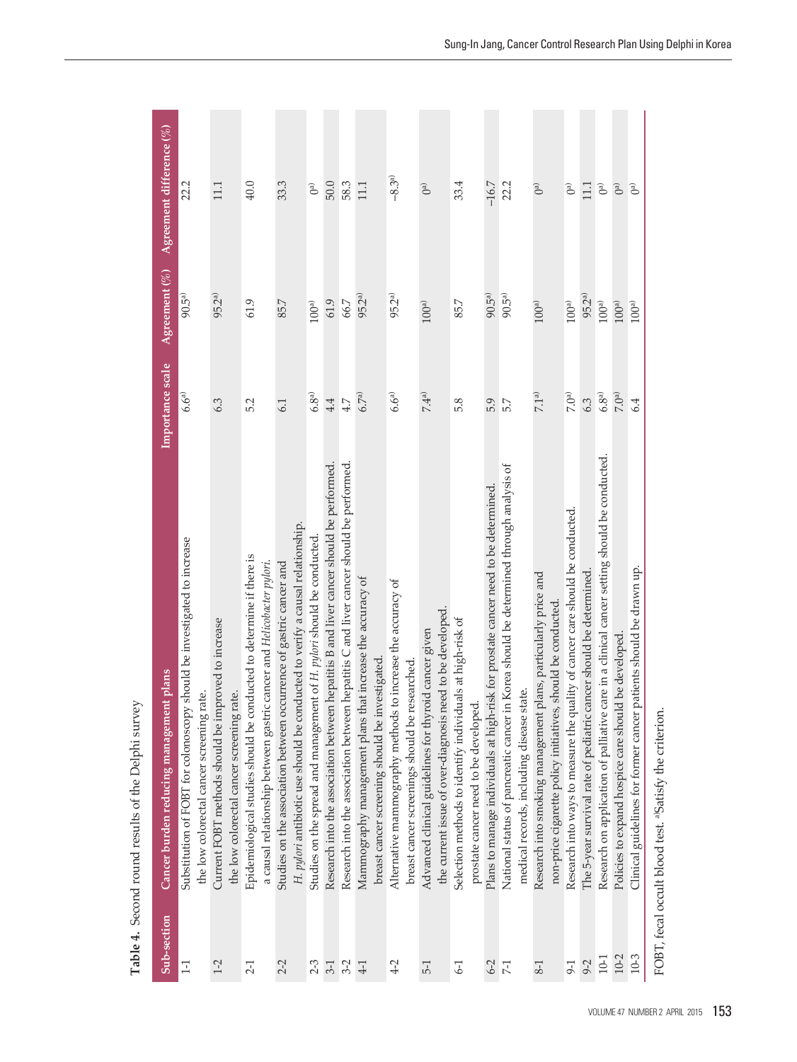**Table 4.** Second round results of the Delphi survey

| Sub-section | Cancer burden reducing management plans | Importance scale | Agreement (%) | Agreement difference (%) |
|---|---|---|---|---|
| 1-1 | Substitution of FOBT for colonoscopy should be investigated to increase the low colorectal cancer screening rate. | 6.6[a)] | 90.5[a)] | 22.2 |
| 1-2 | Current FOBT methods should be improved to increase the low colorectal cancer screening rate. | 6.3 | 95.2[a)] | 11.1 |
| 2-1 | Epidemiological studies should be conducted to determine if there is a causal relationship between gastric cancer and *Helicobacter pylori*. | 5.2 | 61.9 | 40.0 |
| 2-2 | Studies on the association between occurrence of gastric cancer and *H. pylori* antibiotic use should be conducted to verify a causal relationship. | 6.1 | 85.7 | 33.3 |
| 2-3 | Studies on the spread and management of *H. pylori* should be conducted. | 6.8[a)] | 100[a)] | 0[a)] |
| 3-1 | Research into the association between hepatitis B and liver cancer should be performed. | 4.4 | 61.9 | 50.0 |
| 3-2 | Research into the association between hepatitis C and liver cancer should be performed. | 4.7 | 66.7 | 58.3 |
| 4-1 | Mammography management plans that increase the accuracy of breast cancer screening should be investigated. | 6.7[a)] | 95.2[a)] | 11.1 |
| 4-2 | Alternative mammography methods to increase the accuracy of breast cancer screenings should be researched. | 6.6[a)] | 95.2[a)] | –8.3[a)] |
| 5-1 | Advanced clinical guidelines for thyroid cancer given the current issue of over-diagnosis need to be developed. | 7.4[a)] | 100[a)] | 0[a)] |
| 6-1 | Selection methods to identify individuals at high-risk of prostate cancer need to be developed. | 5.8 | 85.7 | 33.4 |
| 6-2 | Plans to manage individuals at high-risk for prostate cancer need to be determined. | 5.9 | 90.5[a)] | –16.7 |
| 7-1 | National status of pancreatic cancer in Korea should be determined through analysis of medical records, including disease state. | 5.7 | 90.5[a)] | 22.2 |
| 8-1 | Research into smoking management plans, particularly price and non-price cigarette policy initiatives, should be conducted. | 7.1[a)] | 100[a)] | 0[a)] |
| 9-1 | Research into ways to measure the quality of cancer care should be conducted. | 7.0[a)] | 100[a)] | 0[a)] |
| 9-2 | The 5-year survival rate of pediatric cancer should be determined. | 6.3 | 95.2[a)] | 11.1 |
| 10-1 | Research on application of palliative care in a clinical cancer setting should be conducted. | 6.8[a)] | 100[a)] | 0[a)] |
| 10-2 | Policies to expand hospice care should be developed. | 7.0[a)] | 100[a)] | 0[a)] |
| 10-3 | Clinical guidelines for former cancer patients should be drawn up. | 6.4 | 100[a)] | 0[a)] |

FOBT, fecal occult blood test. [a)]Satisfy the criterion.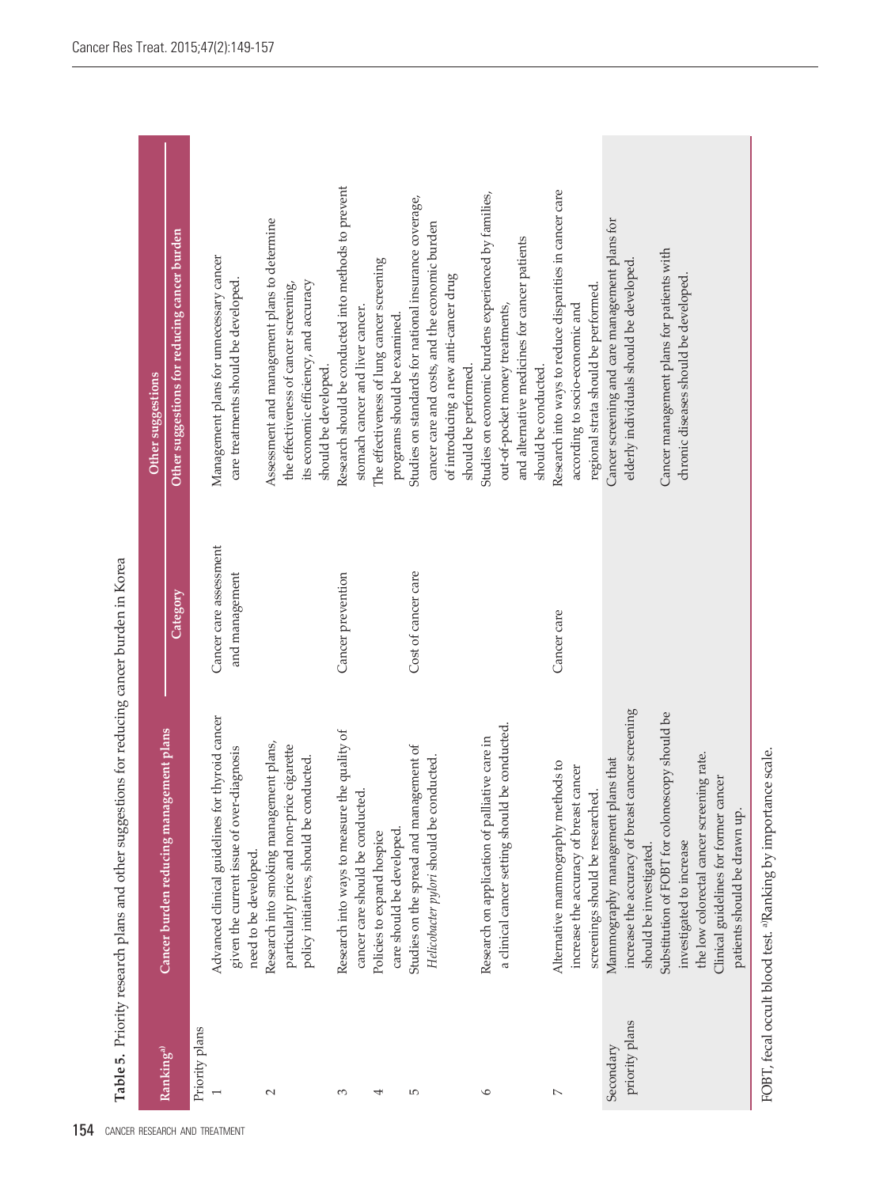**Table 5.** Priority research plans and other suggestions for reducing cancer burden in Korea

| Ranking[a] | Cancer burden reducing management plans | Other suggestions | |
|---|---|---|---|
| | | Category | Other suggestions for reducing cancer burden |
| Priority plans | | | |
| 1 | Advanced clinical guidelines for thyroid cancer given the current issue of over-diagnosis need to be developed. | Cancer care assessment and management | Management plans for unnecessary cancer care treatments should be developed. |
| 2 | Research into smoking management plans, particularly price and non-price cigarette policy initiatives, should be conducted. | | Assessment and management plans to determine the effectiveness of cancer screening, its economic efficiency, and accuracy should be developed. |
| 3 | Research into ways to measure the quality of cancer care should be conducted. | Cancer prevention | Research should be conducted into methods to prevent stomach cancer and liver cancer. |
| 4 | Policies to expand hospice care should be developed. | | The effectiveness of lung cancer screening programs should be examined. |
| 5 | Studies on the spread and management of *Helicobacter pylori* should be conducted. | Cost of cancer care | Studies on standards for national insurance coverage, cancer care and costs, and the economic burden of introducing a new anti-cancer drug should be performed. |
| 6 | Research on application of palliative care in a clinical cancer setting should be conducted. | | Studies on economic burdens experienced by families, out-of-pocket money treatments, and alternative medicines for cancer patients should be conducted. |
| 7 | Alternative mammography methods to increase the accuracy of breast cancer screenings should be researched. | Cancer care | Research into ways to reduce disparities in cancer care according to socio-economic and regional strata should be performed. |
| Secondary priority plans | Mammography management plans that increase the accuracy of breast cancer screening should be investigated. | | Cancer screening and care management plans for elderly individuals should be developed. |
| | Substitution of FOBT for colonoscopy should be investigated to increase the low colorectal cancer screening rate. | | Cancer management plans for patients with chronic diseases should be developed. |
| | Clinical guidelines for former cancer patients should be drawn up. | | |

FOBT, fecal occult blood test. [a]Ranking by importance scale.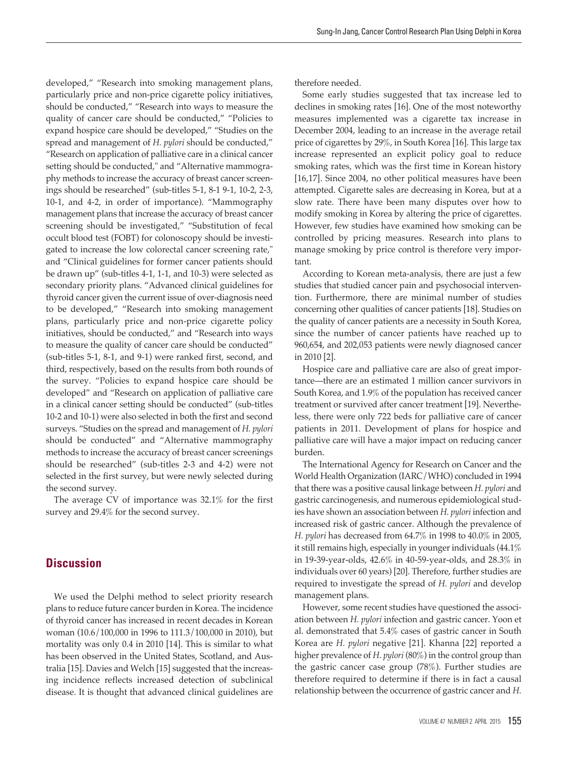developed," "Research into smoking management plans, particularly price and non-price cigarette policy initiatives, should be conducted," "Research into ways to measure the quality of cancer care should be developed," "Policies to expand hospice care should be developed," "Studies on the spread and management of *H. pylori* should be conducted," "Research on application of palliative care in a clinical cancer setting should be conducted," and "Alternative mammography methods to increase the accuracy of breast cancer screenings should be researched" (sub-titles 5-1, 8-1 9-1, 10-2, 2-3, 10-1, and 4-2, in order of importance). "Mammography management plans that increase the accuracy of breast cancer screening should be investigated," "Substitution of fecal occult blood test (FOBT) for colonoscopy should be investigated to increase the low colorectal cancer screening rate," and "Clinical guidelines for former cancer patients should be drawn up" (sub-titles 4-1, 1-1, and 10-3) were selected as secondary priority plans. "Advanced clinical guidelines for thyroid cancer given the current issue of over-diagnosis need to be developed," "Research into smoking management plans, particularly price and non-price cigarette policy initiatives, should be conducted," and "Research into ways to measure the quality of cancer care should be conducted" (sub-titles 5-1, 8-1, and 9-1) were ranked first, second, and third, respectively, based on the results from both rounds of the survey. "Policies to expand hospice care should be developed" and "Research on application of palliative care in a clinical cancer setting should be conducted" (sub-titles 10-2 and 10-1) were also selected in both the first and second surveys. "Studies on the spread and management of *H. pylori* should be conducted" and "Alternative mammography methods to increase the accuracy of breast cancer screenings should be researched" (sub-titles 2-3 and 4-2) were not selected in the first survey, but were newly selected during the second survey.

The average CV of importance was 32.1% for the first survey and 29.4% for the second survey.

## Discussion

We used the Delphi method to select priority research plans to reduce future cancer burden in Korea. The incidence of thyroid cancer has increased in recent decades in Korean woman (10.6/100,000 in 1996 to 111.3/100,000 in 2010), but mortality was only 0.4 in 2010 [14]. This is similar to what has been observed in the United States, Scotland, and Australia [15]. Davies and Welch [15] suggested that the increasing incidence reflects increased detection of subclinical disease. It is thought that advanced clinical guidelines are therefore needed.

Some early studies suggested that tax increase led to declines in smoking rates [16]. One of the most noteworthy measures implemented was a cigarette tax increase in December 2004, leading to an increase in the average retail price of cigarettes by 29%, in South Korea [16]. This large tax increase represented an explicit policy goal to reduce smoking rates, which was the first time in Korean history [16,17]. Since 2004, no other political measures have been attempted. Cigarette sales are decreasing in Korea, but at a slow rate. There have been many disputes over how to modify smoking in Korea by altering the price of cigarettes. However, few studies have examined how smoking can be controlled by pricing measures. Research into plans to manage smoking by price control is therefore very important.

According to Korean meta-analysis, there are just a few studies that studied cancer pain and psychosocial intervention. Furthermore, there are minimal number of studies concerning other qualities of cancer patients [18]. Studies on the quality of cancer patients are a necessity in South Korea, since the number of cancer patients have reached up to 960,654, and 202,053 patients were newly diagnosed cancer in 2010 [2].

Hospice care and palliative care are also of great importance—there are an estimated 1 million cancer survivors in South Korea, and 1.9% of the population has received cancer treatment or survived after cancer treatment [19]. Nevertheless, there were only 722 beds for palliative care of cancer patients in 2011. Development of plans for hospice and palliative care will have a major impact on reducing cancer burden.

The International Agency for Research on Cancer and the World Health Organization (IARC/WHO) concluded in 1994 that there was a positive causal linkage between *H. pylori* and gastric carcinogenesis, and numerous epidemiological studies have shown an association between *H. pylori* infection and increased risk of gastric cancer. Although the prevalence of *H. pylori* has decreased from 64.7% in 1998 to 40.0% in 2005, it still remains high, especially in younger individuals (44.1% in 19-39-year-olds, 42.6% in 40-59-year-olds, and 28.3% in individuals over 60 years) [20]. Therefore, further studies are required to investigate the spread of *H. pylori* and develop management plans.

However, some recent studies have questioned the association between *H. pylori* infection and gastric cancer. Yoon et al. demonstrated that 5.4% cases of gastric cancer in South Korea are *H. pylori* negative [21]. Khanna [22] reported a higher prevalence of *H. pylori* (80%) in the control group than the gastric cancer case group (78%). Further studies are therefore required to determine if there is in fact a causal relationship between the occurrence of gastric cancer and *H.*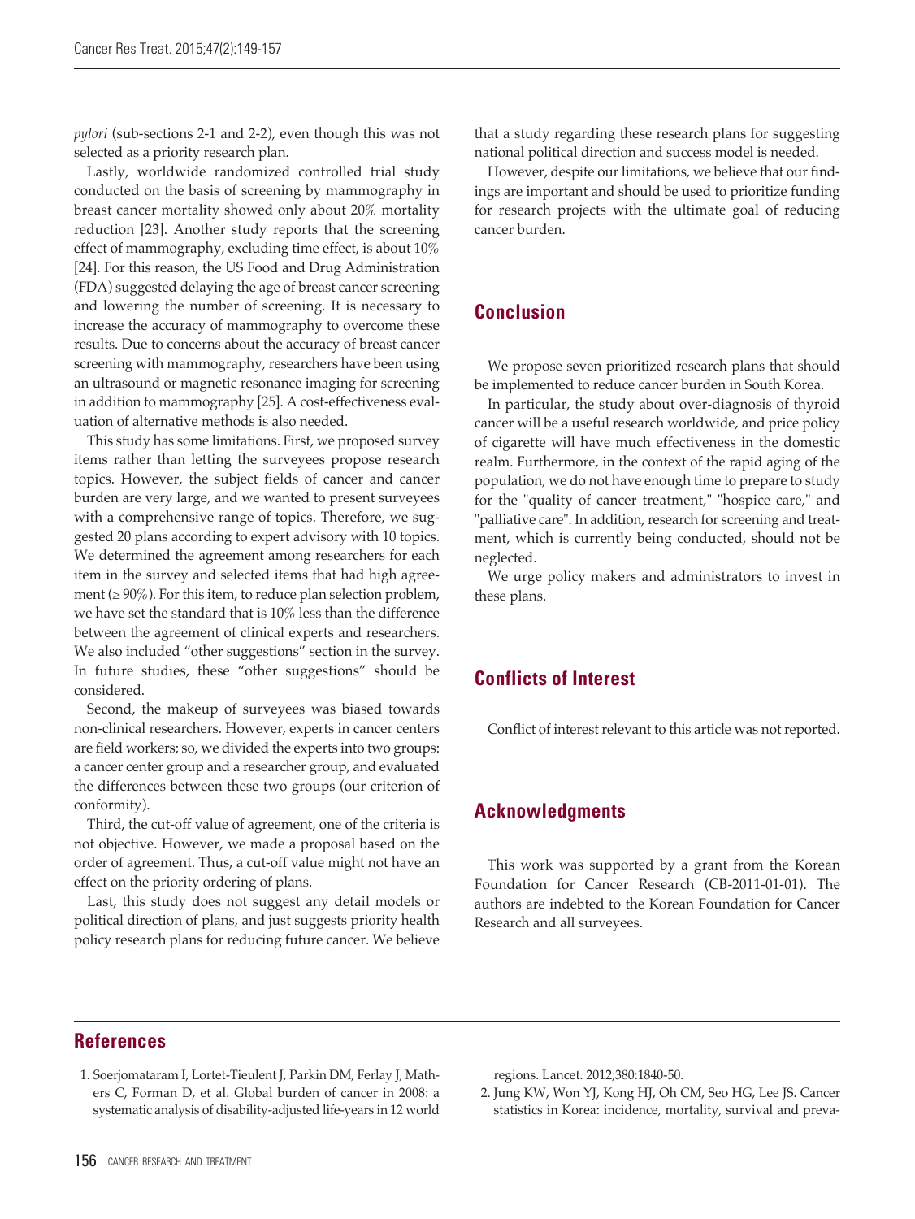*pylori* (sub-sections 2-1 and 2-2), even though this was not selected as a priority research plan.

Lastly, worldwide randomized controlled trial study conducted on the basis of screening by mammography in breast cancer mortality showed only about 20% mortality reduction [23]. Another study reports that the screening effect of mammography, excluding time effect, is about 10% [24]. For this reason, the US Food and Drug Administration (FDA) suggested delaying the age of breast cancer screening and lowering the number of screening. It is necessary to increase the accuracy of mammography to overcome these results. Due to concerns about the accuracy of breast cancer screening with mammography, researchers have been using an ultrasound or magnetic resonance imaging for screening in addition to mammography [25]. A cost-effectiveness evaluation of alternative methods is also needed.

This study has some limitations. First, we proposed survey items rather than letting the surveyees propose research topics. However, the subject fields of cancer and cancer burden are very large, and we wanted to present surveyees with a comprehensive range of topics. Therefore, we suggested 20 plans according to expert advisory with 10 topics. We determined the agreement among researchers for each item in the survey and selected items that had high agreement (≥ 90%). For this item, to reduce plan selection problem, we have set the standard that is 10% less than the difference between the agreement of clinical experts and researchers. We also included "other suggestions" section in the survey. In future studies, these "other suggestions" should be considered.

Second, the makeup of surveyees was biased towards non-clinical researchers. However, experts in cancer centers are field workers; so, we divided the experts into two groups: a cancer center group and a researcher group, and evaluated the differences between these two groups (our criterion of conformity).

Third, the cut-off value of agreement, one of the criteria is not objective. However, we made a proposal based on the order of agreement. Thus, a cut-off value might not have an effect on the priority ordering of plans.

Last, this study does not suggest any detail models or political direction of plans, and just suggests priority health policy research plans for reducing future cancer. We believe that a study regarding these research plans for suggesting national political direction and success model is needed.

However, despite our limitations, we believe that our findings are important and should be used to prioritize funding for research projects with the ultimate goal of reducing cancer burden.

## Conclusion

We propose seven prioritized research plans that should be implemented to reduce cancer burden in South Korea.

In particular, the study about over-diagnosis of thyroid cancer will be a useful research worldwide, and price policy of cigarette will have much effectiveness in the domestic realm. Furthermore, in the context of the rapid aging of the population, we do not have enough time to prepare to study for the "quality of cancer treatment," "hospice care," and "palliative care". In addition, research for screening and treatment, which is currently being conducted, should not be neglected.

We urge policy makers and administrators to invest in these plans.

## Conflicts of Interest

Conflict of interest relevant to this article was not reported.

## Acknowledgments

This work was supported by a grant from the Korean Foundation for Cancer Research (CB-2011-01-01). The authors are indebted to the Korean Foundation for Cancer Research and all surveyees.

## References

1. Soerjomataram I, Lortet-Tieulent J, Parkin DM, Ferlay J, Mathers C, Forman D, et al. Global burden of cancer in 2008: a systematic analysis of disability-adjusted life-years in 12 world regions. Lancet. 2012;380:1840-50.
2. Jung KW, Won YJ, Kong HJ, Oh CM, Seo HG, Lee JS. Cancer statistics in Korea: incidence, mortality, survival and preva-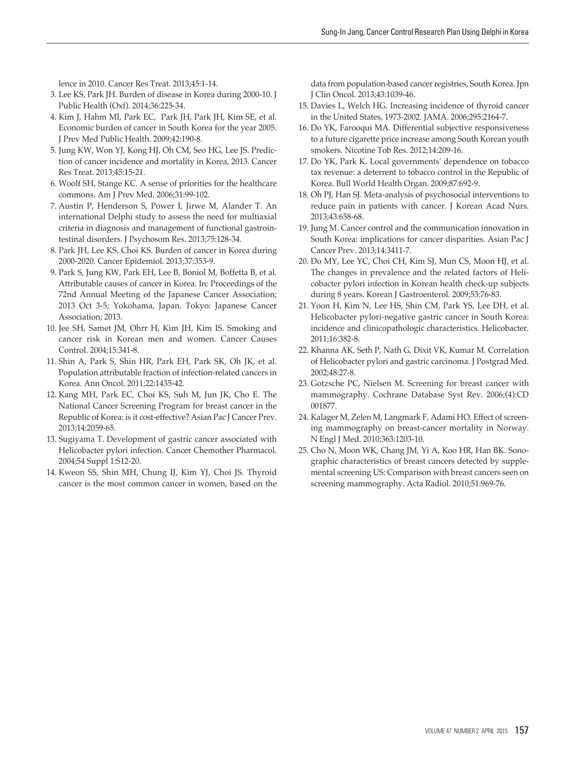lence in 2010. Cancer Res Treat. 2013;45:1-14.

3. Lee KS, Park JH. Burden of disease in Korea during 2000-10. J Public Health (Oxf). 2014;36:225-34.
4. Kim J, Hahm MI, Park EC, Park JH, Park JH, Kim SE, et al. Economic burden of cancer in South Korea for the year 2005. J Prev Med Public Health. 2009;42:190-8.
5. Jung KW, Won YJ, Kong HJ, Oh CM, Seo HG, Lee JS. Prediction of cancer incidence and mortality in Korea, 2013. Cancer Res Treat. 2013;45:15-21.
6. Woolf SH, Stange KC. A sense of priorities for the healthcare commons. Am J Prev Med. 2006;31:99-102.
7. Austin P, Henderson S, Power I, Jirwe M, Alander T. An international Delphi study to assess the need for multiaxial criteria in diagnosis and management of functional gastrointestinal disorders. J Psychosom Res. 2013;75:128-34.
8. Park JH, Lee KS, Choi KS. Burden of cancer in Korea during 2000-2020. Cancer Epidemiol. 2013;37:353-9.
9. Park S, Jung KW, Park EH, Lee B, Boniol M, Boffetta B, et al. Attributable causes of cancer in Korea. In: Proceedings of the 72nd Annual Meeting of the Japanese Cancer Association; 2013 Oct 3-5; Yokohama, Japan. Tokyo: Japanese Cancer Association; 2013.
10. Jee SH, Samet JM, Ohrr H, Kim JH, Kim IS. Smoking and cancer risk in Korean men and women. Cancer Causes Control. 2004;15:341-8.
11. Shin A, Park S, Shin HR, Park EH, Park SK, Oh JK, et al. Population attributable fraction of infection-related cancers in Korea. Ann Oncol. 2011;22:1435-42.
12. Kang MH, Park EC, Choi KS, Suh M, Jun JK, Cho E. The National Cancer Screening Program for breast cancer in the Republic of Korea: is it cost-effective? Asian Pac J Cancer Prev. 2013;14:2059-65.
13. Sugiyama T. Development of gastric cancer associated with Helicobacter pylori infection. Cancer Chemother Pharmacol. 2004;54 Suppl 1:S12-20.
14. Kweon SS, Shin MH, Chung IJ, Kim YJ, Choi JS. Thyroid cancer is the most common cancer in women, based on the data from population-based cancer registries, South Korea. Jpn J Clin Oncol. 2013;43:1039-46.
15. Davies L, Welch HG. Increasing incidence of thyroid cancer in the United States, 1973-2002. JAMA. 2006;295:2164-7.
16. Do YK, Farooqui MA. Differential subjective responsiveness to a future cigarette price increase among South Korean youth smokers. Nicotine Tob Res. 2012;14:209-16.
17. Do YK, Park K. Local governments' dependence on tobacco tax revenue: a deterrent to tobacco control in the Republic of Korea. Bull World Health Organ. 2009;87:692-9.
18. Oh PJ, Han SJ. Meta-analysis of psychosocial interventions to reduce pain in patients with cancer. J Korean Acad Nurs. 2013;43:658-68.
19. Jung M. Cancer control and the communication innovation in South Korea: implications for cancer disparities. Asian Pac J Cancer Prev. 2013;14:3411-7.
20. Do MY, Lee YC, Choi CH, Kim SJ, Mun CS, Moon HJ, et al. The changes in prevalence and the related factors of Helicobacter pylori infection in Korean health check-up subjects during 8 years. Korean J Gastroenterol. 2009;53:76-83.
21. Yoon H, Kim N, Lee HS, Shin CM, Park YS, Lee DH, et al. Helicobacter pylori-negative gastric cancer in South Korea: incidence and clinicopathologic characteristics. Helicobacter. 2011;16:382-8.
22. Khanna AK, Seth P, Nath G, Dixit VK, Kumar M. Correlation of Helicobacter pylori and gastric carcinoma. J Postgrad Med. 2002;48:27-8.
23. Gotzsche PC, Nielsen M. Screening for breast cancer with mammography. Cochrane Database Syst Rev. 2006;(4):CD001877.
24. Kalager M, Zelen M, Langmark F, Adami HO. Effect of screening mammography on breast-cancer mortality in Norway. N Engl J Med. 2010;363:1203-10.
25. Cho N, Moon WK, Chang JM, Yi A, Koo HR, Han BK. Sonographic characteristics of breast cancers detected by supplemental screening US: Comparison with breast cancers seen on screening mammography. Acta Radiol. 2010;51:969-76.